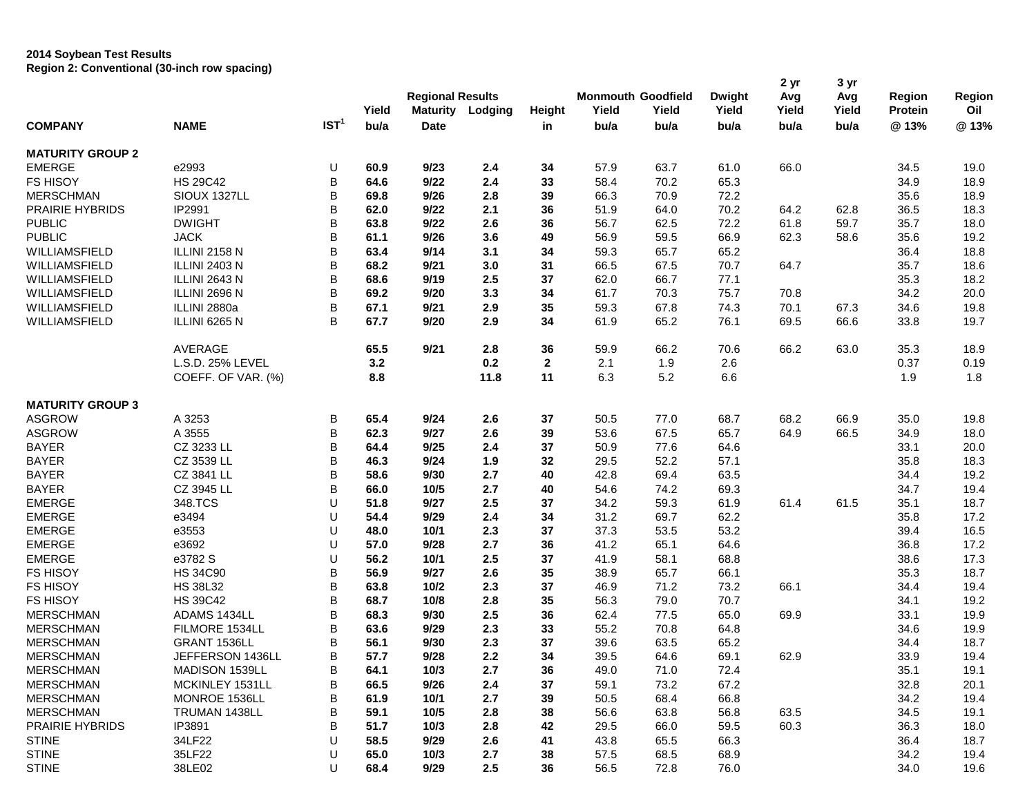**2014 Soybean Test Results**
**Region 2: Conventional (30-inch row spacing)**

| COMPANY | NAME | IST[1] | Regional Results Yield bu/a | Regional Results Maturity Date | Regional Results Lodging | Height in | Monmouth Yield bu/a | Goodfield Yield bu/a | Dwight Yield bu/a | 2 yr Avg Yield bu/a | 3 yr Avg Yield bu/a | Region Protein @ 13% | Region Oil @ 13% |
|---|---|---|---|---|---|---|---|---|---|---|---|---|---|
| **MATURITY GROUP 2** | | | | | | | | | | | | | |
| EMERGE | e2993 | U | **60.9** | **9/23** | **2.4** | **34** | 57.9 | 63.7 | 61.0 | 66.0 | | 34.5 | 19.0 |
| FS HISOY | HS 29C42 | B | **64.6** | **9/22** | **2.4** | **33** | 58.4 | 70.2 | 65.3 | | | 34.9 | 18.9 |
| MERSCHMAN | SIOUX 1327LL | B | **69.8** | **9/26** | **2.8** | **39** | 66.3 | 70.9 | 72.2 | | | 35.6 | 18.9 |
| PRAIRIE HYBRIDS | IP2991 | B | **62.0** | **9/22** | **2.1** | **36** | 51.9 | 64.0 | 70.2 | 64.2 | 62.8 | 36.5 | 18.3 |
| PUBLIC | DWIGHT | B | **63.8** | **9/22** | **2.6** | **36** | 56.7 | 62.5 | 72.2 | 61.8 | 59.7 | 35.7 | 18.0 |
| PUBLIC | JACK | B | **61.1** | **9/26** | **3.6** | **49** | 56.9 | 59.5 | 66.9 | 62.3 | 58.6 | 35.6 | 19.2 |
| WILLIAMSFIELD | ILLINI 2158 N | B | **63.4** | **9/14** | **3.1** | **34** | 59.3 | 65.7 | 65.2 | | | 36.4 | 18.8 |
| WILLIAMSFIELD | ILLINI 2403 N | B | **68.2** | **9/21** | **3.0** | **31** | 66.5 | 67.5 | 70.7 | 64.7 | | 35.7 | 18.6 |
| WILLIAMSFIELD | ILLINI 2643 N | B | **68.6** | **9/19** | **2.5** | **37** | 62.0 | 66.7 | 77.1 | | | 35.3 | 18.2 |
| WILLIAMSFIELD | ILLINI 2696 N | B | **69.2** | **9/20** | **3.3** | **34** | 61.7 | 70.3 | 75.7 | 70.8 | | 34.2 | 20.0 |
| WILLIAMSFIELD | ILLINI 2880a | B | **67.1** | **9/21** | **2.9** | **35** | 59.3 | 67.8 | 74.3 | 70.1 | 67.3 | 34.6 | 19.8 |
| WILLIAMSFIELD | ILLINI 6265 N | B | **67.7** | **9/20** | **2.9** | **34** | 61.9 | 65.2 | 76.1 | 69.5 | 66.6 | 33.8 | 19.7 |
| | AVERAGE | | **65.5** | **9/21** | **2.8** | **36** | 59.9 | 66.2 | 70.6 | 66.2 | 63.0 | 35.3 | 18.9 |
| | L.S.D. 25% LEVEL | | **3.2** | | **0.2** | **2** | 2.1 | 1.9 | 2.6 | | | 0.37 | 0.19 |
| | COEFF. OF VAR. (%) | | **8.8** | | **11.8** | **11** | 6.3 | 5.2 | 6.6 | | | 1.9 | 1.8 |
| **MATURITY GROUP 3** | | | | | | | | | | | | | |
| ASGROW | A 3253 | B | **65.4** | **9/24** | **2.6** | **37** | 50.5 | 77.0 | 68.7 | 68.2 | 66.9 | 35.0 | 19.8 |
| ASGROW | A 3555 | B | **62.3** | **9/27** | **2.6** | **39** | 53.6 | 67.5 | 65.7 | 64.9 | 66.5 | 34.9 | 18.0 |
| BAYER | CZ 3233 LL | B | **64.4** | **9/25** | **2.4** | **37** | 50.9 | 77.6 | 64.6 | | | 33.1 | 20.0 |
| BAYER | CZ 3539 LL | B | **46.3** | **9/24** | **1.9** | **32** | 29.5 | 52.2 | 57.1 | | | 35.8 | 18.3 |
| BAYER | CZ 3841 LL | B | **58.6** | **9/30** | **2.7** | **40** | 42.8 | 69.4 | 63.5 | | | 34.4 | 19.2 |
| BAYER | CZ 3945 LL | B | **66.0** | **10/5** | **2.7** | **40** | 54.6 | 74.2 | 69.3 | | | 34.7 | 19.4 |
| EMERGE | 348.TCS | U | **51.8** | **9/27** | **2.5** | **37** | 34.2 | 59.3 | 61.9 | 61.4 | 61.5 | 35.1 | 18.7 |
| EMERGE | e3494 | U | **54.4** | **9/29** | **2.4** | **34** | 31.2 | 69.7 | 62.2 | | | 35.8 | 17.2 |
| EMERGE | e3553 | U | **48.0** | **10/1** | **2.3** | **37** | 37.3 | 53.5 | 53.2 | | | 39.4 | 16.5 |
| EMERGE | e3692 | U | **57.0** | **9/28** | **2.7** | **36** | 41.2 | 65.1 | 64.6 | | | 36.8 | 17.2 |
| EMERGE | e3782 S | U | **56.2** | **10/1** | **2.5** | **37** | 41.9 | 58.1 | 68.8 | | | 38.6 | 17.3 |
| FS HISOY | HS 34C90 | B | **56.9** | **9/27** | **2.6** | **35** | 38.9 | 65.7 | 66.1 | | | 35.3 | 18.7 |
| FS HISOY | HS 38L32 | B | **63.8** | **10/2** | **2.3** | **37** | 46.9 | 71.2 | 73.2 | 66.1 | | 34.4 | 19.4 |
| FS HISOY | HS 39C42 | B | **68.7** | **10/8** | **2.8** | **35** | 56.3 | 79.0 | 70.7 | | | 34.1 | 19.2 |
| MERSCHMAN | ADAMS 1434LL | B | **68.3** | **9/30** | **2.5** | **36** | 62.4 | 77.5 | 65.0 | 69.9 | | 33.1 | 19.9 |
| MERSCHMAN | FILMORE 1534LL | B | **63.6** | **9/29** | **2.3** | **33** | 55.2 | 70.8 | 64.8 | | | 34.6 | 19.9 |
| MERSCHMAN | GRANT 1536LL | B | **56.1** | **9/30** | **2.3** | **37** | 39.6 | 63.5 | 65.2 | | | 34.4 | 18.7 |
| MERSCHMAN | JEFFERSON 1436LL | B | **57.7** | **9/28** | **2.2** | **34** | 39.5 | 64.6 | 69.1 | 62.9 | | 33.9 | 19.4 |
| MERSCHMAN | MADISON 1539LL | B | **64.1** | **10/3** | **2.7** | **36** | 49.0 | 71.0 | 72.4 | | | 35.1 | 19.1 |
| MERSCHMAN | MCKINLEY 1531LL | B | **66.5** | **9/26** | **2.4** | **37** | 59.1 | 73.2 | 67.2 | | | 32.8 | 20.1 |
| MERSCHMAN | MONROE 1536LL | B | **61.9** | **10/1** | **2.7** | **39** | 50.5 | 68.4 | 66.8 | | | 34.2 | 19.4 |
| MERSCHMAN | TRUMAN 1438LL | B | **59.1** | **10/5** | **2.8** | **38** | 56.6 | 63.8 | 56.8 | 63.5 | | 34.5 | 19.1 |
| PRAIRIE HYBRIDS | IP3891 | B | **51.7** | **10/3** | **2.8** | **42** | 29.5 | 66.0 | 59.5 | 60.3 | | 36.3 | 18.0 |
| STINE | 34LF22 | U | **58.5** | **9/29** | **2.6** | **41** | 43.8 | 65.5 | 66.3 | | | 36.4 | 18.7 |
| STINE | 35LF22 | U | **65.0** | **10/3** | **2.7** | **38** | 57.5 | 68.5 | 68.9 | | | 34.2 | 19.4 |
| STINE | 38LE02 | U | **68.4** | **9/29** | **2.5** | **36** | 56.5 | 72.8 | 76.0 | | | 34.0 | 19.6 |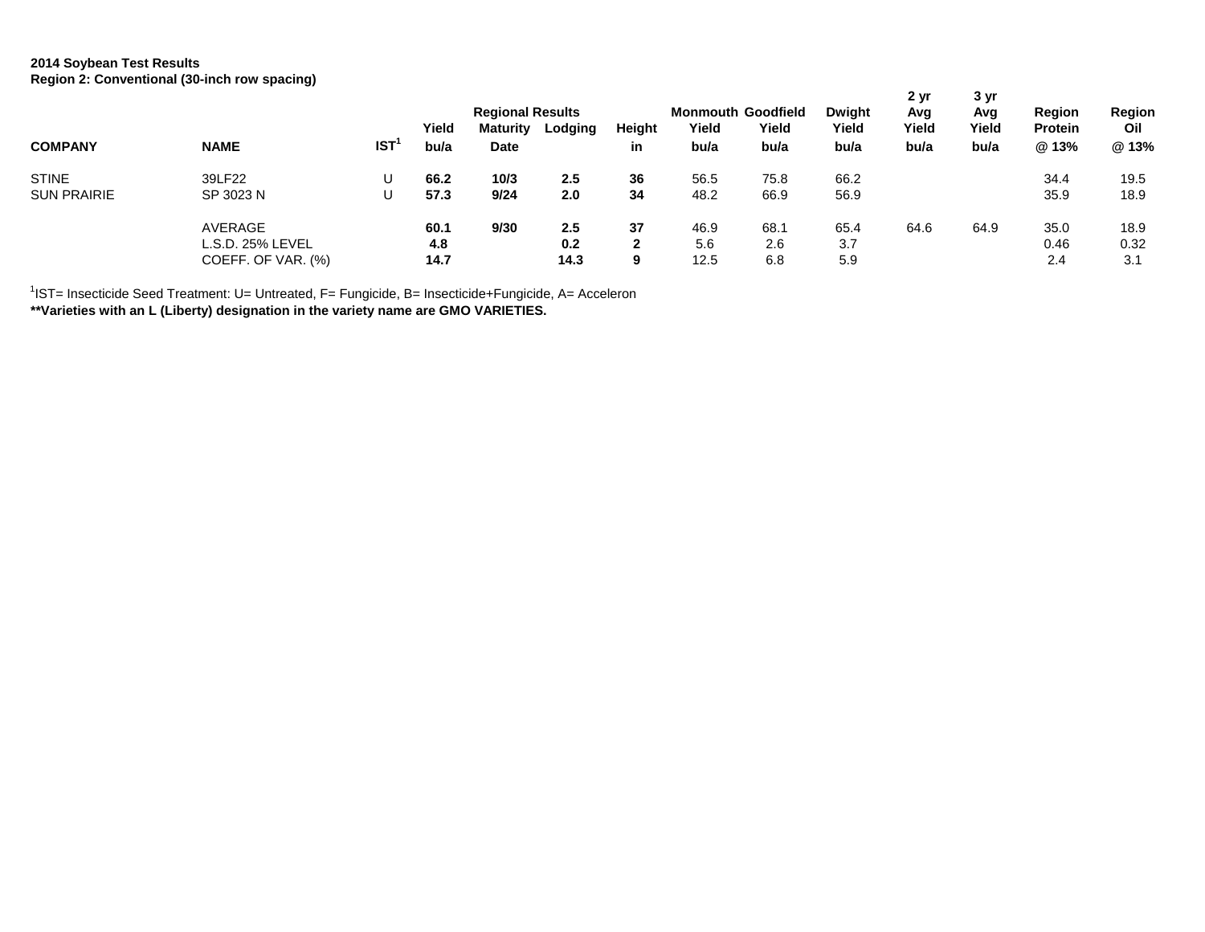**2014 Soybean Test Results**
**Region 2: Conventional (30-inch row spacing)**

| COMPANY | NAME | IST[1] | Yield bu/a | Regional Results Maturity Date | Lodging | Height in | Monmouth Yield bu/a | Goodfield Yield bu/a | Dwight Yield bu/a | 2 yr Avg Yield bu/a | 3 yr Avg Yield bu/a | Region Protein @ 13% | Region Oil @ 13% |
|---|---|---|---|---|---|---|---|---|---|---|---|---|---|
| STINE | 39LF22 | U | **66.2** | **10/3** | **2.5** | **36** | 56.5 | 75.8 | 66.2 | | | 34.4 | 19.5 |
| SUN PRAIRIE | SP 3023 N | U | **57.3** | **9/24** | **2.0** | **34** | 48.2 | 66.9 | 56.9 | | | 35.9 | 18.9 |
| | AVERAGE | | **60.1** | **9/30** | **2.5** | **37** | 46.9 | 68.1 | 65.4 | 64.6 | 64.9 | 35.0 | 18.9 |
| | L.S.D. 25% LEVEL | | **4.8** | | **0.2** | **2** | 5.6 | 2.6 | 3.7 | | | 0.46 | 0.32 |
| | COEFF. OF VAR. (%) | | **14.7** | | **14.3** | **9** | 12.5 | 6.8 | 5.9 | | | 2.4 | 3.1 |

[1]IST= Insecticide Seed Treatment: U= Untreated, F= Fungicide, B= Insecticide+Fungicide, A= Acceleron

**\*\*Varieties with an L (Liberty) designation in the variety name are GMO VARIETIES.**